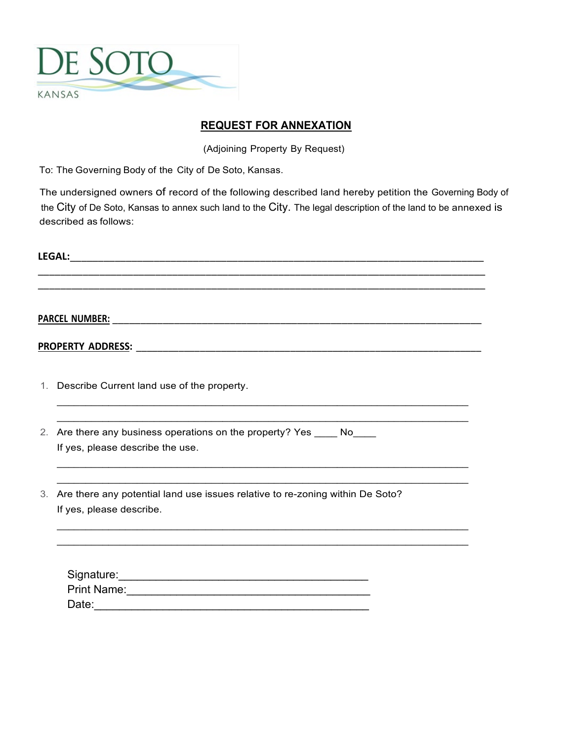DE SOTO

KANSAS

## REQUEST FOR ANNEXATION

(Adjoining Property By Request)

To: The Governing Body of the City of De Soto, Kansas.

The undersigned owners of record of the following described land hereby petition the Governing Body of the City of De Soto, Kansas to annex such land to the City. The legal description of the land to be annexed is described as follows:

**LEGAL:**________________________________________________________________________
__________________________________________________________________________________
__________________________________________________________________________________

**PARCEL NUMBER:** ______________________________________________________________

**PROPERTY ADDRESS:** __________________________________________________________

1. Describe Current land use of the property.

   ______________________________________________________________________
   ______________________________________________________________________

2. Are there any business operations on the property? Yes ____ No____
   If yes, please describe the use.

   ______________________________________________________________________
   ______________________________________________________________________

3. Are there any potential land use issues relative to re-zoning within De Soto?
   If yes, please describe.

   ______________________________________________________________________
   ______________________________________________________________________

Signature:_________________________________________
Print Name:________________________________________
Date:_____________________________________________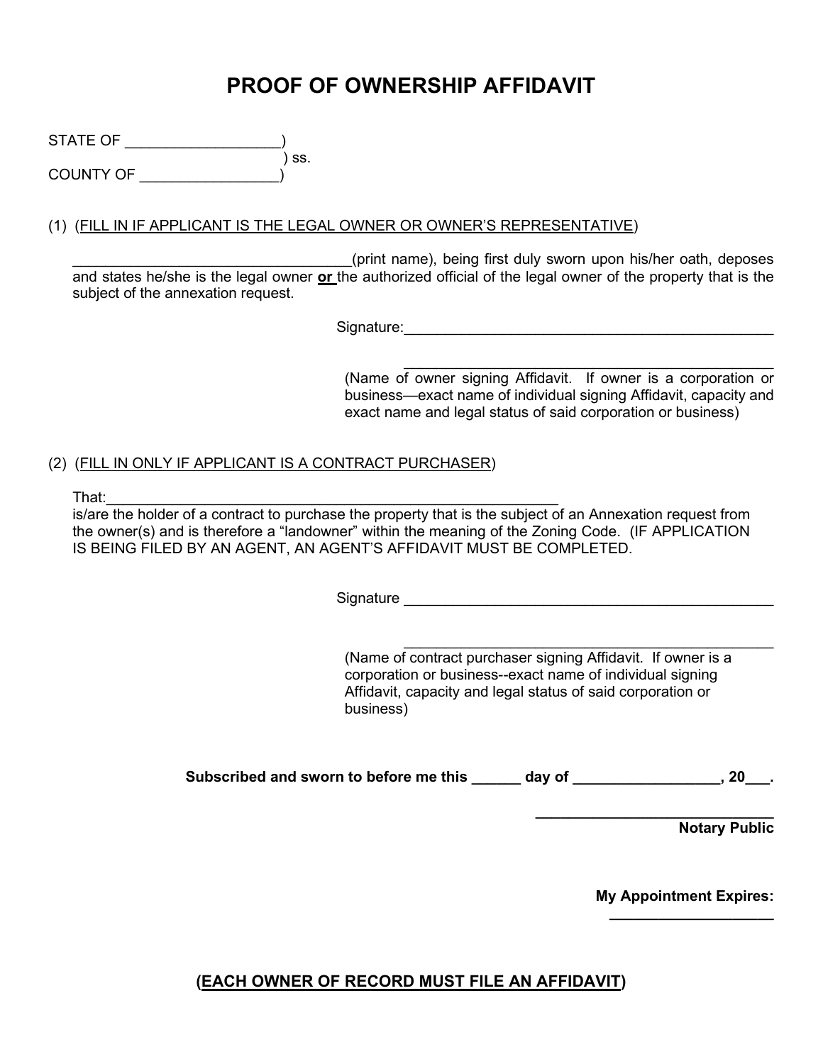# PROOF OF OWNERSHIP AFFIDAVIT

STATE OF ___________________)
) ss.
COUNTY OF _________________)

(1) (FILL IN IF APPLICANT IS THE LEGAL OWNER OR OWNER'S REPRESENTATIVE)

___________________________________(print name), being first duly sworn upon his/her oath, deposes and states he/she is the legal owner **or** the authorized official of the legal owner of the property that is the subject of the annexation request.

Signature:_______________________________________________

_______________________________________________

(Name of owner signing Affidavit. If owner is a corporation or business—exact name of individual signing Affidavit, capacity and exact name and legal status of said corporation or business)

(2) (FILL IN ONLY IF APPLICANT IS A CONTRACT PURCHASER)

That:___________________________________________________________

is/are the holder of a contract to purchase the property that is the subject of an Annexation request from the owner(s) and is therefore a "landowner" within the meaning of the Zoning Code. (IF APPLICATION IS BEING FILED BY AN AGENT, AN AGENT'S AFFIDAVIT MUST BE COMPLETED.

Signature _______________________________________________

_______________________________________________

(Name of contract purchaser signing Affidavit. If owner is a corporation or business--exact name of individual signing Affidavit, capacity and legal status of said corporation or business)

**Subscribed and sworn to before me this ______ day of __________________, 20___.**

_______________________________
**Notary Public**

**My Appointment Expires:**
**____________________**

**(EACH OWNER OF RECORD MUST FILE AN AFFIDAVIT)**